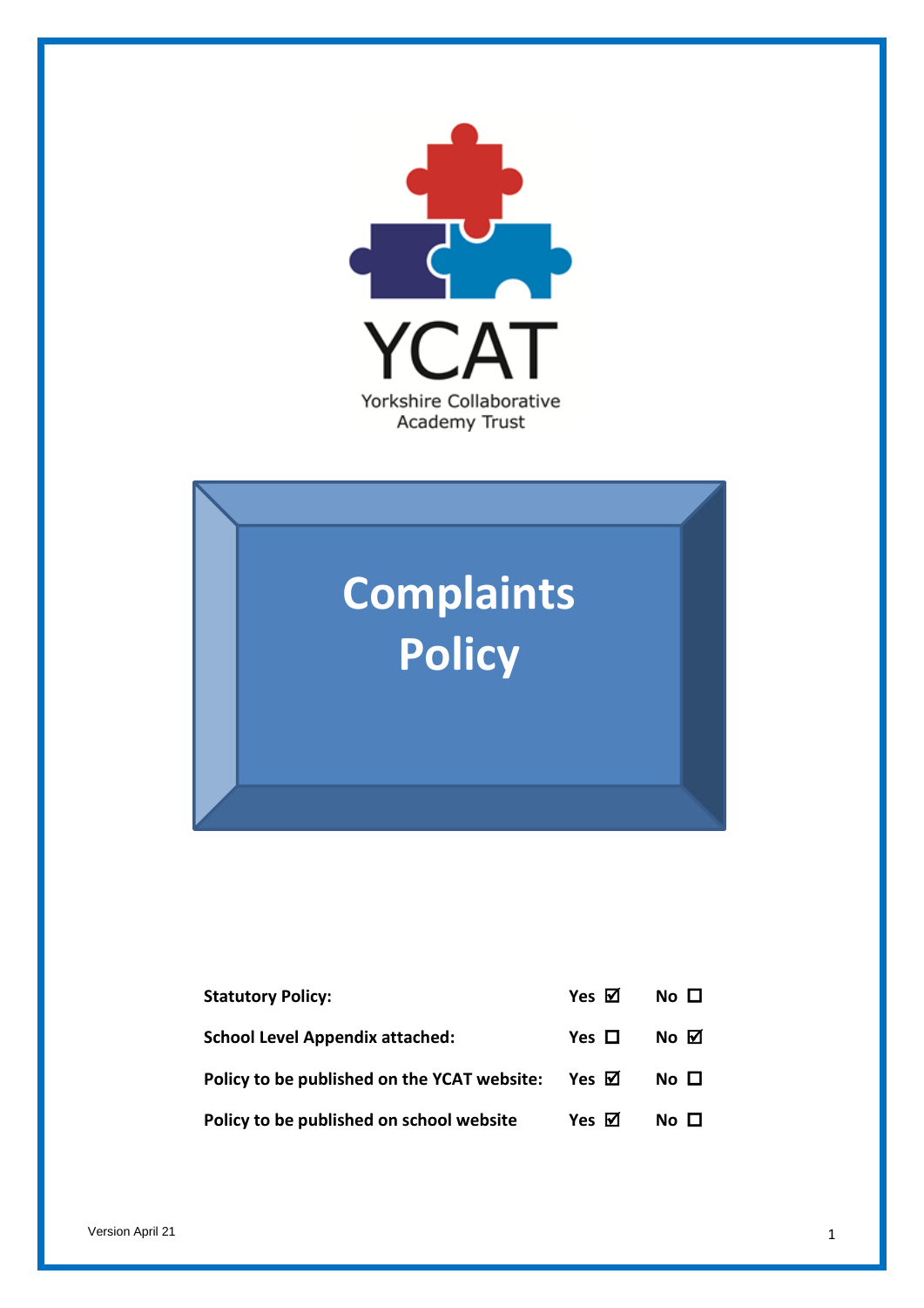YCAT

Yorkshire Collaborative Academy Trust

# Complaints Policy

| | Yes | No |
|---|---|---|
| **Statutory Policy:** | **Yes** ☑ | **No** ☐ |
| **School Level Appendix attached:** | **Yes** ☐ | **No** ☑ |
| **Policy to be published on the YCAT website:** | **Yes** ☑ | **No** ☐ |
| **Policy to be published on school website** | **Yes** ☑ | **No** ☐ |

Version April 21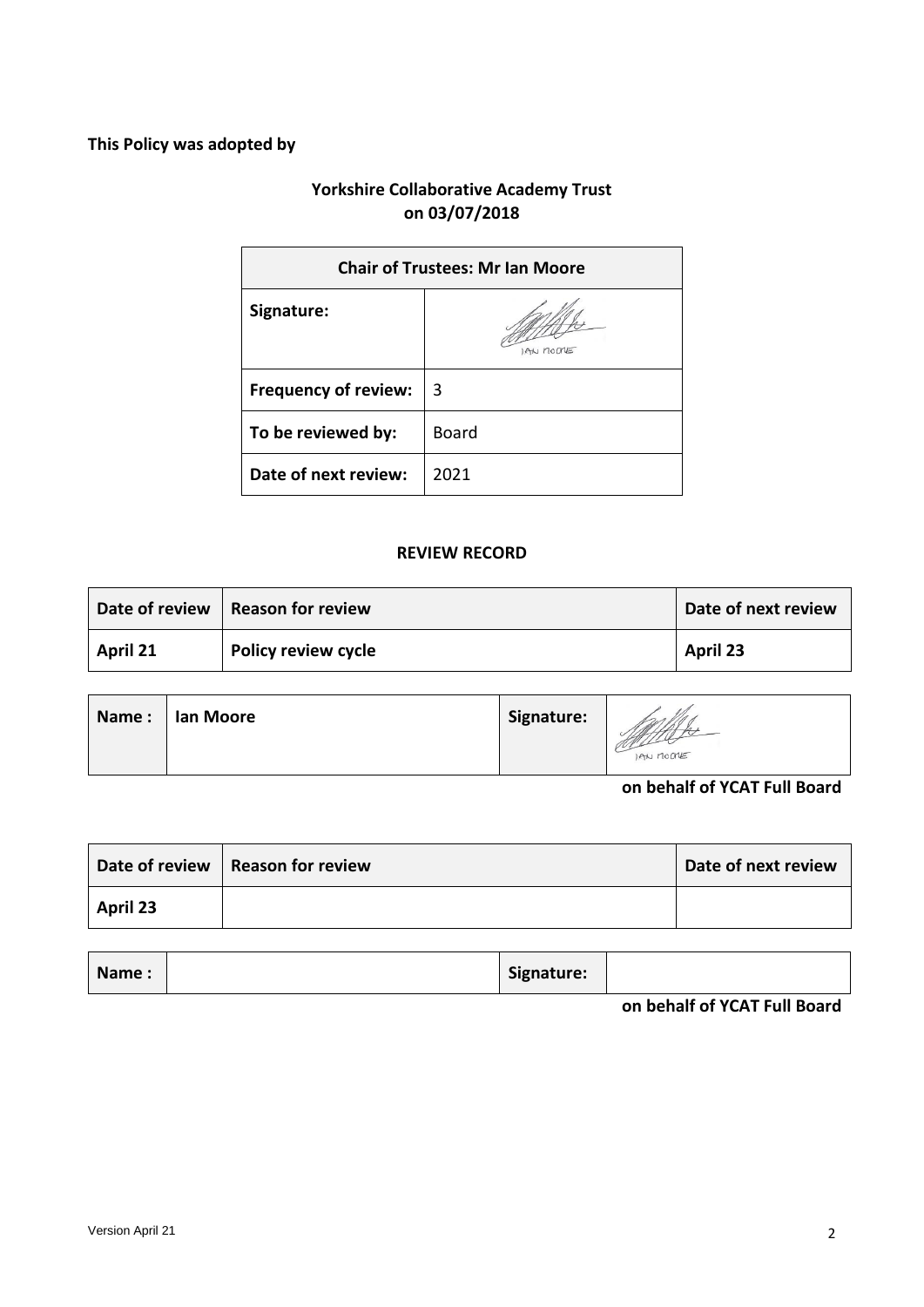**This Policy was adopted by**

**Yorkshire Collaborative Academy Trust**
**on 03/07/2018**

| **Chair of Trustees: Mr Ian Moore** | |
|---|---|
| **Signature:** | IAN MOORE |
| **Frequency of review:** | 3 |
| **To be reviewed by:** | Board |
| **Date of next review:** | 2021 |

**REVIEW RECORD**

| **Date of review** | **Reason for review** | **Date of next review** |
|---|---|---|
| **April 21** | **Policy review cycle** | **April 23** |

| **Name :** | **Ian Moore** | **Signature:** | IAN MOORE |
|---|---|---|---|

**on behalf of YCAT Full Board**

| **Date of review** | **Reason for review** | **Date of next review** |
|---|---|---|
| **April 23** | | |

| **Name :** | | **Signature:** | |
|---|---|---|---|

**on behalf of YCAT Full Board**

Version April 21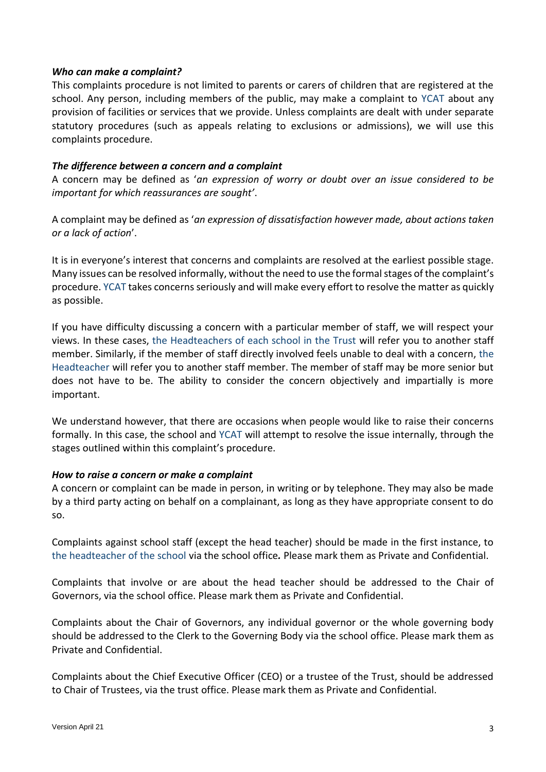***Who can make a complaint?***

This complaints procedure is not limited to parents or carers of children that are registered at the school. Any person, including members of the public, may make a complaint to YCAT about any provision of facilities or services that we provide. Unless complaints are dealt with under separate statutory procedures (such as appeals relating to exclusions or admissions), we will use this complaints procedure.

***The difference between a concern and a complaint***

A concern may be defined as '*an expression of worry or doubt over an issue considered to be important for which reassurances are sought*'.

A complaint may be defined as '*an expression of dissatisfaction however made, about actions taken or a lack of action*'.

It is in everyone's interest that concerns and complaints are resolved at the earliest possible stage. Many issues can be resolved informally, without the need to use the formal stages of the complaint's procedure. YCAT takes concerns seriously and will make every effort to resolve the matter as quickly as possible.

If you have difficulty discussing a concern with a particular member of staff, we will respect your views. In these cases, the Headteachers of each school in the Trust will refer you to another staff member. Similarly, if the member of staff directly involved feels unable to deal with a concern, the Headteacher will refer you to another staff member. The member of staff may be more senior but does not have to be. The ability to consider the concern objectively and impartially is more important.

We understand however, that there are occasions when people would like to raise their concerns formally. In this case, the school and YCAT will attempt to resolve the issue internally, through the stages outlined within this complaint's procedure.

***How to raise a concern or make a complaint***

A concern or complaint can be made in person, in writing or by telephone. They may also be made by a third party acting on behalf on a complainant, as long as they have appropriate consent to do so.

Complaints against school staff (except the head teacher) should be made in the first instance, to the headteacher of the school via the school office**.** Please mark them as Private and Confidential.

Complaints that involve or are about the head teacher should be addressed to the Chair of Governors, via the school office. Please mark them as Private and Confidential.

Complaints about the Chair of Governors, any individual governor or the whole governing body should be addressed to the Clerk to the Governing Body via the school office. Please mark them as Private and Confidential.

Complaints about the Chief Executive Officer (CEO) or a trustee of the Trust, should be addressed to Chair of Trustees, via the trust office. Please mark them as Private and Confidential.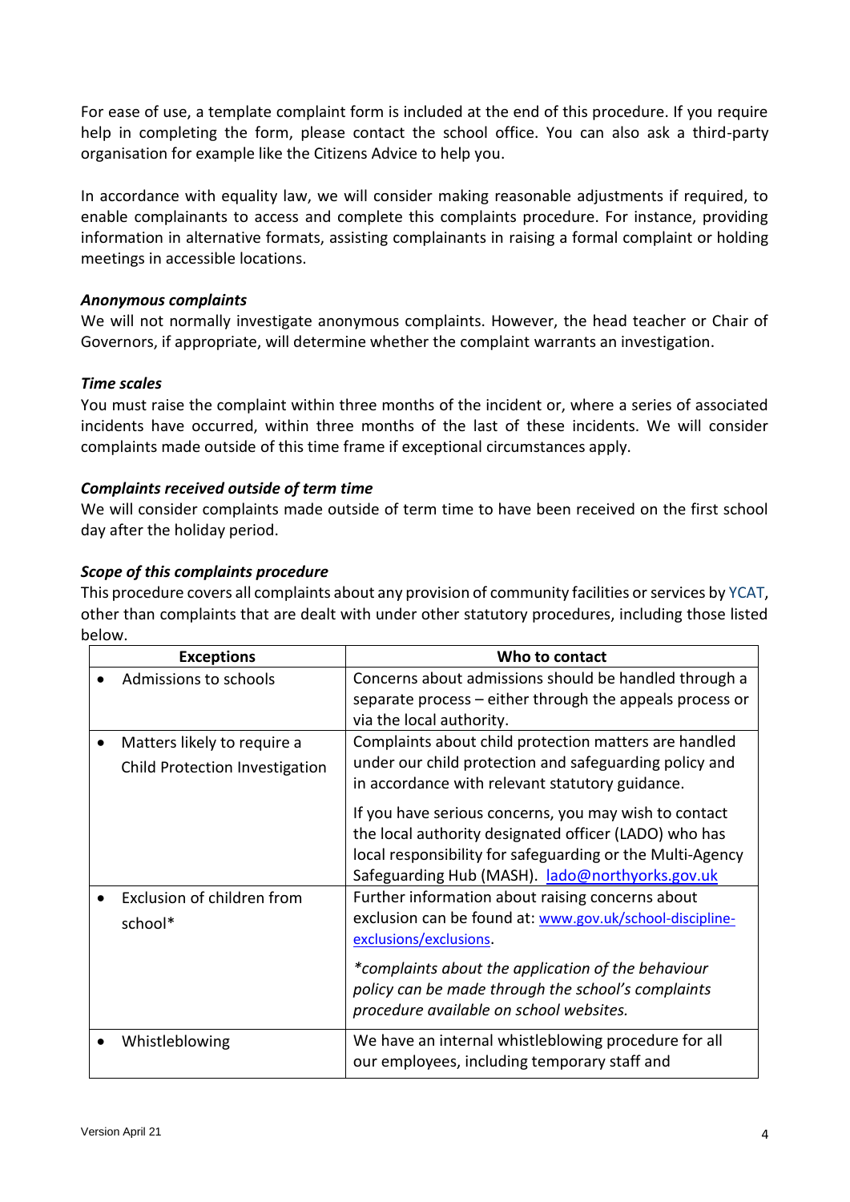For ease of use, a template complaint form is included at the end of this procedure. If you require help in completing the form, please contact the school office. You can also ask a third-party organisation for example like the Citizens Advice to help you.

In accordance with equality law, we will consider making reasonable adjustments if required, to enable complainants to access and complete this complaints procedure. For instance, providing information in alternative formats, assisting complainants in raising a formal complaint or holding meetings in accessible locations.

***Anonymous complaints***

We will not normally investigate anonymous complaints. However, the head teacher or Chair of Governors, if appropriate, will determine whether the complaint warrants an investigation.

***Time scales***

You must raise the complaint within three months of the incident or, where a series of associated incidents have occurred, within three months of the last of these incidents. We will consider complaints made outside of this time frame if exceptional circumstances apply.

***Complaints received outside of term time***

We will consider complaints made outside of term time to have been received on the first school day after the holiday period.

***Scope of this complaints procedure***

This procedure covers all complaints about any provision of community facilities or services by YCAT, other than complaints that are dealt with under other statutory procedures, including those listed below.

| Exceptions | Who to contact |
|---|---|
| • Admissions to schools | Concerns about admissions should be handled through a separate process – either through the appeals process or via the local authority. |
| • Matters likely to require a Child Protection Investigation | Complaints about child protection matters are handled under our child protection and safeguarding policy and in accordance with relevant statutory guidance.<br><br>If you have serious concerns, you may wish to contact the local authority designated officer (LADO) who has local responsibility for safeguarding or the Multi-Agency Safeguarding Hub (MASH). lado@northyorks.gov.uk |
| • Exclusion of children from school* | Further information about raising concerns about exclusion can be found at: www.gov.uk/school-discipline-exclusions/exclusions.<br><br>*\*complaints about the application of the behaviour policy can be made through the school's complaints procedure available on school websites.* |
| • Whistleblowing | We have an internal whistleblowing procedure for all our employees, including temporary staff and |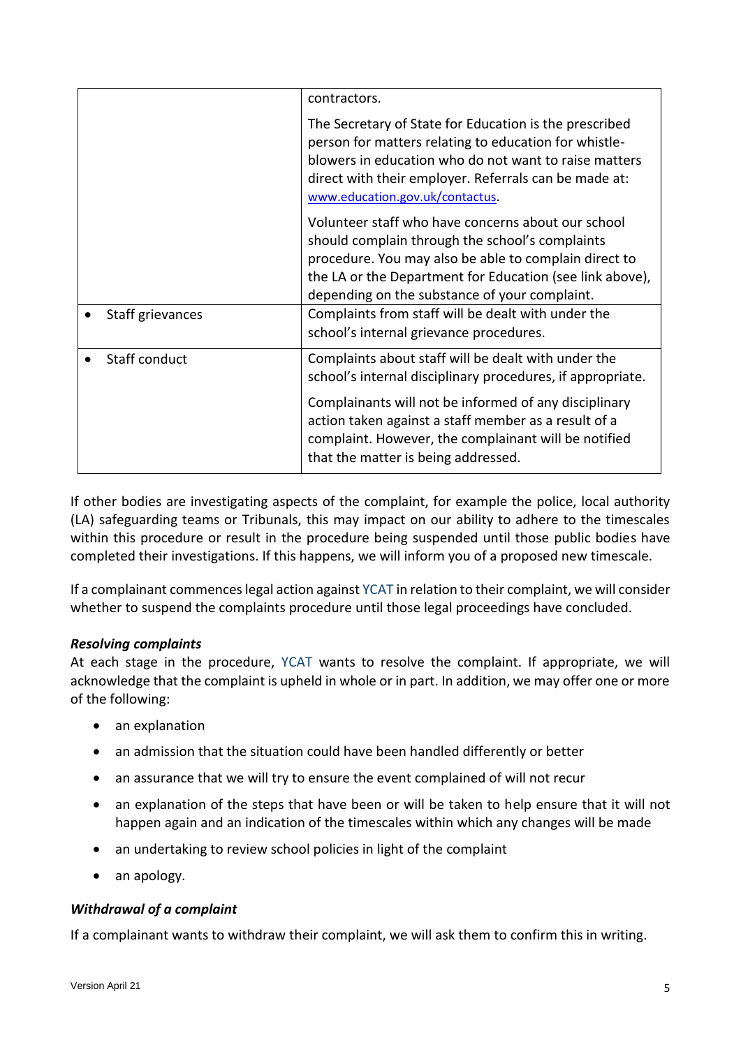|  |  |
| --- | --- |
|  | contractors.<br><br>The Secretary of State for Education is the prescribed person for matters relating to education for whistle-blowers in education who do not want to raise matters direct with their employer. Referrals can be made at: [www.education.gov.uk/contactus](www.education.gov.uk/contactus).<br><br>Volunteer staff who have concerns about our school should complain through the school's complaints procedure. You may also be able to complain direct to the LA or the Department for Education (see link above), depending on the substance of your complaint. |
| • Staff grievances | Complaints from staff will be dealt with under the school's internal grievance procedures. |
| • Staff conduct | Complaints about staff will be dealt with under the school's internal disciplinary procedures, if appropriate.<br><br>Complainants will not be informed of any disciplinary action taken against a staff member as a result of a complaint. However, the complainant will be notified that the matter is being addressed. |

If other bodies are investigating aspects of the complaint, for example the police, local authority (LA) safeguarding teams or Tribunals, this may impact on our ability to adhere to the timescales within this procedure or result in the procedure being suspended until those public bodies have completed their investigations. If this happens, we will inform you of a proposed new timescale.

If a complainant commences legal action against YCAT in relation to their complaint, we will consider whether to suspend the complaints procedure until those legal proceedings have concluded.

***Resolving complaints***

At each stage in the procedure, YCAT wants to resolve the complaint. If appropriate, we will acknowledge that the complaint is upheld in whole or in part. In addition, we may offer one or more of the following:

- an explanation
- an admission that the situation could have been handled differently or better
- an assurance that we will try to ensure the event complained of will not recur
- an explanation of the steps that have been or will be taken to help ensure that it will not happen again and an indication of the timescales within which any changes will be made
- an undertaking to review school policies in light of the complaint
- an apology.

***Withdrawal of a complaint***

If a complainant wants to withdraw their complaint, we will ask them to confirm this in writing.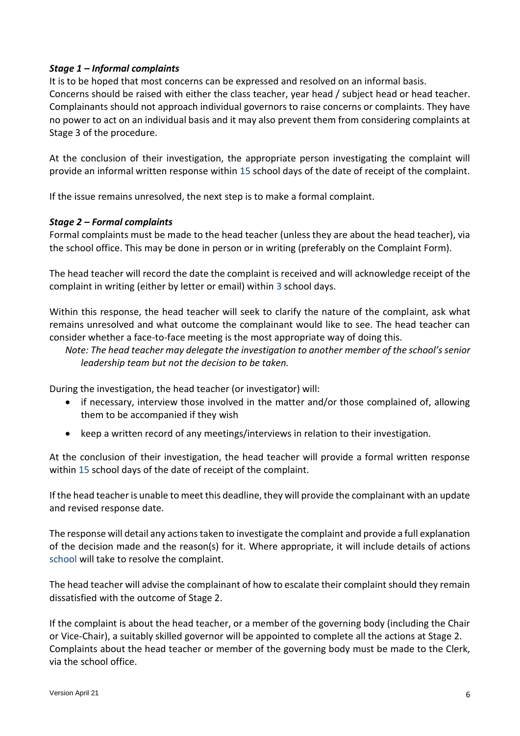***Stage 1 – Informal complaints***

It is to be hoped that most concerns can be expressed and resolved on an informal basis. Concerns should be raised with either the class teacher, year head / subject head or head teacher. Complainants should not approach individual governors to raise concerns or complaints. They have no power to act on an individual basis and it may also prevent them from considering complaints at Stage 3 of the procedure.

At the conclusion of their investigation, the appropriate person investigating the complaint will provide an informal written response within 15 school days of the date of receipt of the complaint.

If the issue remains unresolved, the next step is to make a formal complaint.

***Stage 2 – Formal complaints***

Formal complaints must be made to the head teacher (unless they are about the head teacher), via the school office. This may be done in person or in writing (preferably on the Complaint Form).

The head teacher will record the date the complaint is received and will acknowledge receipt of the complaint in writing (either by letter or email) within 3 school days.

Within this response, the head teacher will seek to clarify the nature of the complaint, ask what remains unresolved and what outcome the complainant would like to see. The head teacher can consider whether a face-to-face meeting is the most appropriate way of doing this.

*Note: The head teacher may delegate the investigation to another member of the school's senior leadership team but not the decision to be taken.*

During the investigation, the head teacher (or investigator) will:

- if necessary, interview those involved in the matter and/or those complained of, allowing them to be accompanied if they wish
- keep a written record of any meetings/interviews in relation to their investigation.

At the conclusion of their investigation, the head teacher will provide a formal written response within 15 school days of the date of receipt of the complaint.

If the head teacher is unable to meet this deadline, they will provide the complainant with an update and revised response date.

The response will detail any actions taken to investigate the complaint and provide a full explanation of the decision made and the reason(s) for it. Where appropriate, it will include details of actions school will take to resolve the complaint.

The head teacher will advise the complainant of how to escalate their complaint should they remain dissatisfied with the outcome of Stage 2.

If the complaint is about the head teacher, or a member of the governing body (including the Chair or Vice-Chair), a suitably skilled governor will be appointed to complete all the actions at Stage 2. Complaints about the head teacher or member of the governing body must be made to the Clerk, via the school office.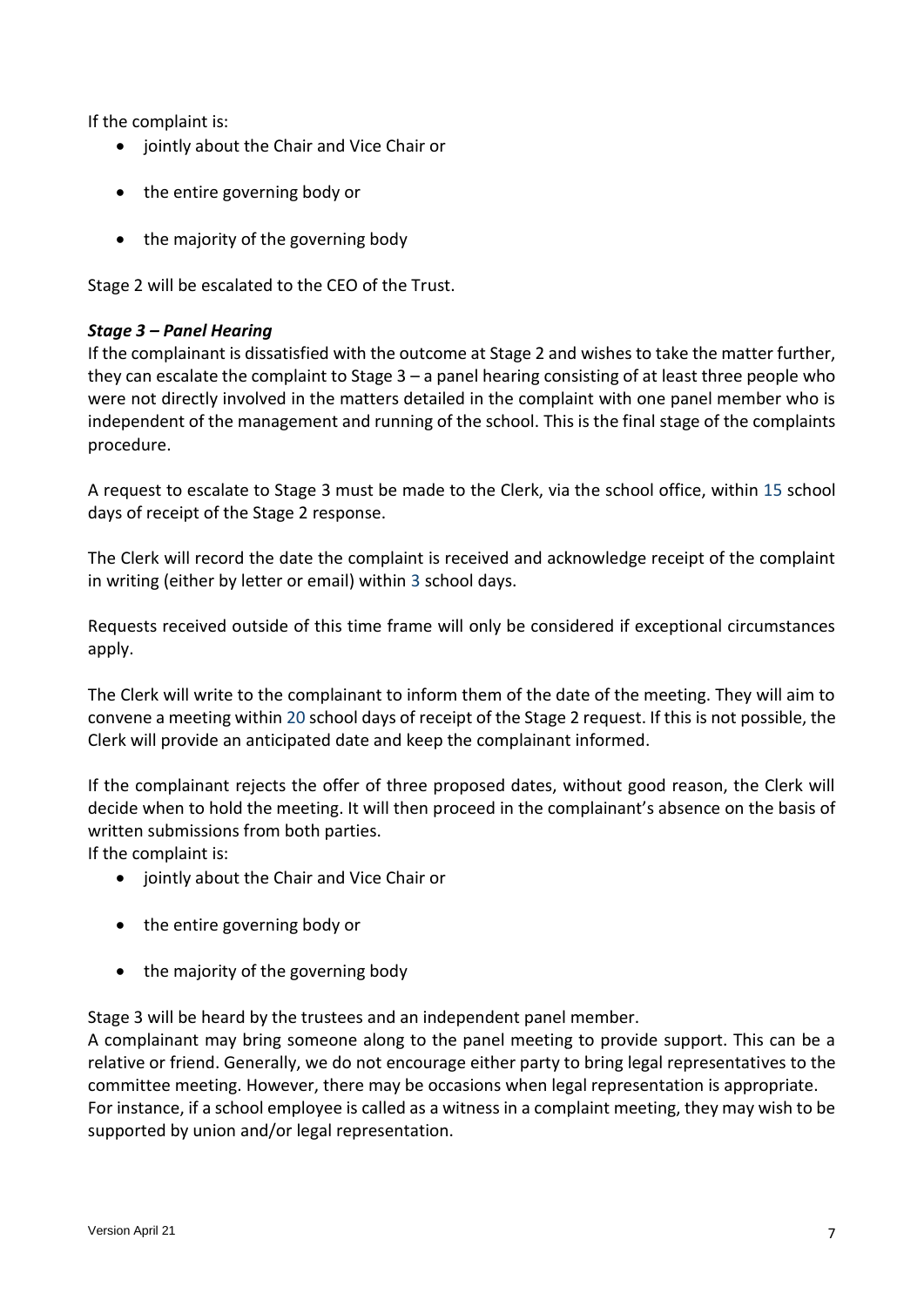If the complaint is:

- jointly about the Chair and Vice Chair or
- the entire governing body or
- the majority of the governing body

Stage 2 will be escalated to the CEO of the Trust.

### *Stage 3 – Panel Hearing*

If the complainant is dissatisfied with the outcome at Stage 2 and wishes to take the matter further, they can escalate the complaint to Stage 3 – a panel hearing consisting of at least three people who were not directly involved in the matters detailed in the complaint with one panel member who is independent of the management and running of the school. This is the final stage of the complaints procedure.

A request to escalate to Stage 3 must be made to the Clerk, via the school office, within 15 school days of receipt of the Stage 2 response.

The Clerk will record the date the complaint is received and acknowledge receipt of the complaint in writing (either by letter or email) within 3 school days.

Requests received outside of this time frame will only be considered if exceptional circumstances apply.

The Clerk will write to the complainant to inform them of the date of the meeting. They will aim to convene a meeting within 20 school days of receipt of the Stage 2 request. If this is not possible, the Clerk will provide an anticipated date and keep the complainant informed.

If the complainant rejects the offer of three proposed dates, without good reason, the Clerk will decide when to hold the meeting. It will then proceed in the complainant's absence on the basis of written submissions from both parties.

If the complaint is:

- jointly about the Chair and Vice Chair or
- the entire governing body or
- the majority of the governing body

Stage 3 will be heard by the trustees and an independent panel member.

A complainant may bring someone along to the panel meeting to provide support. This can be a relative or friend. Generally, we do not encourage either party to bring legal representatives to the committee meeting. However, there may be occasions when legal representation is appropriate.

For instance, if a school employee is called as a witness in a complaint meeting, they may wish to be supported by union and/or legal representation.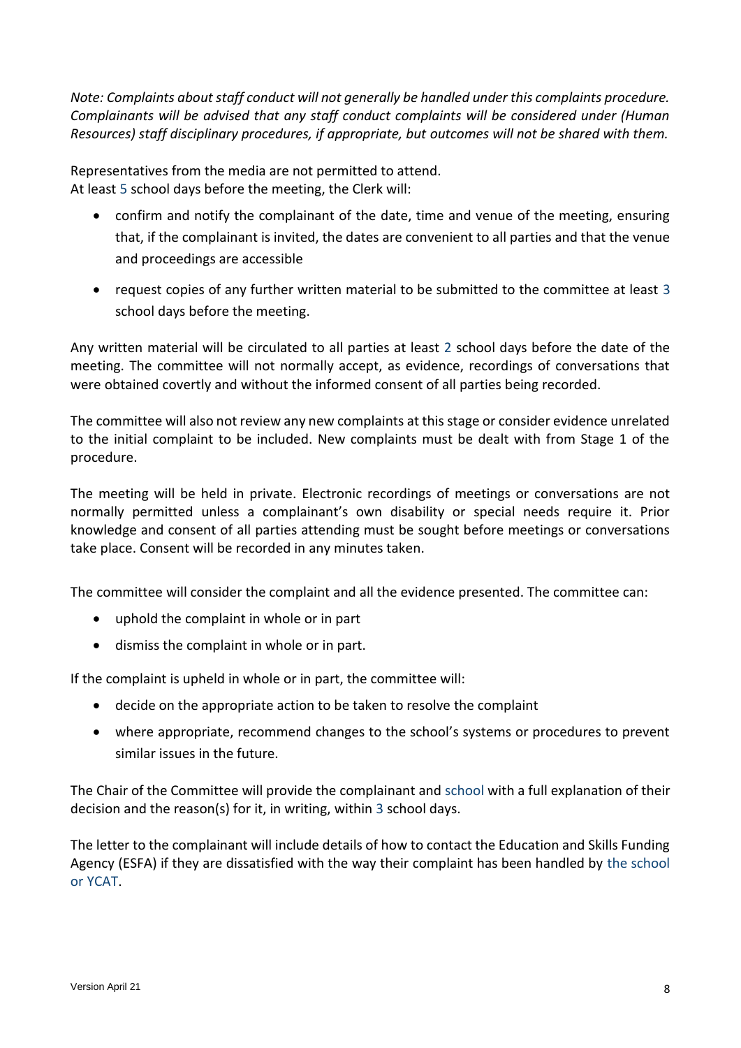*Note: Complaints about staff conduct will not generally be handled under this complaints procedure. Complainants will be advised that any staff conduct complaints will be considered under (Human Resources) staff disciplinary procedures, if appropriate, but outcomes will not be shared with them.*

Representatives from the media are not permitted to attend.
At least 5 school days before the meeting, the Clerk will:

- confirm and notify the complainant of the date, time and venue of the meeting, ensuring that, if the complainant is invited, the dates are convenient to all parties and that the venue and proceedings are accessible
- request copies of any further written material to be submitted to the committee at least 3 school days before the meeting.

Any written material will be circulated to all parties at least 2 school days before the date of the meeting. The committee will not normally accept, as evidence, recordings of conversations that were obtained covertly and without the informed consent of all parties being recorded.

The committee will also not review any new complaints at this stage or consider evidence unrelated to the initial complaint to be included. New complaints must be dealt with from Stage 1 of the procedure.

The meeting will be held in private. Electronic recordings of meetings or conversations are not normally permitted unless a complainant's own disability or special needs require it. Prior knowledge and consent of all parties attending must be sought before meetings or conversations take place. Consent will be recorded in any minutes taken.

The committee will consider the complaint and all the evidence presented. The committee can:

- uphold the complaint in whole or in part
- dismiss the complaint in whole or in part.

If the complaint is upheld in whole or in part, the committee will:

- decide on the appropriate action to be taken to resolve the complaint
- where appropriate, recommend changes to the school's systems or procedures to prevent similar issues in the future.

The Chair of the Committee will provide the complainant and school with a full explanation of their decision and the reason(s) for it, in writing, within 3 school days.

The letter to the complainant will include details of how to contact the Education and Skills Funding Agency (ESFA) if they are dissatisfied with the way their complaint has been handled by the school or YCAT.

Version April 21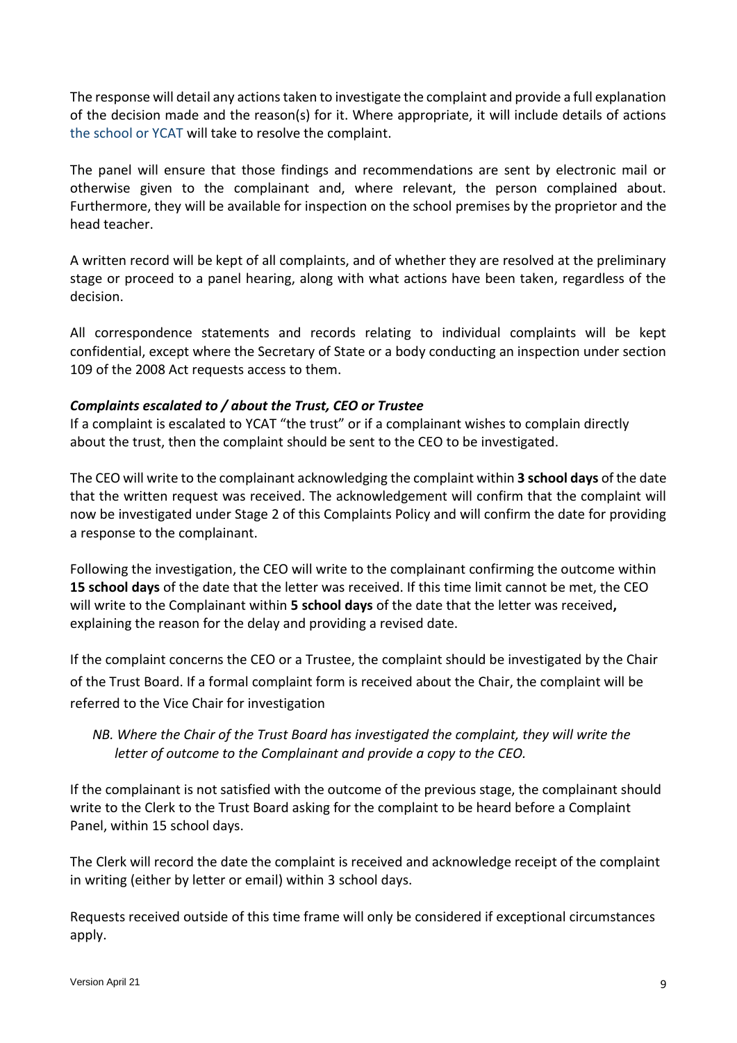The response will detail any actions taken to investigate the complaint and provide a full explanation of the decision made and the reason(s) for it. Where appropriate, it will include details of actions the school or YCAT will take to resolve the complaint.

The panel will ensure that those findings and recommendations are sent by electronic mail or otherwise given to the complainant and, where relevant, the person complained about. Furthermore, they will be available for inspection on the school premises by the proprietor and the head teacher.

A written record will be kept of all complaints, and of whether they are resolved at the preliminary stage or proceed to a panel hearing, along with what actions have been taken, regardless of the decision.

All correspondence statements and records relating to individual complaints will be kept confidential, except where the Secretary of State or a body conducting an inspection under section 109 of the 2008 Act requests access to them.

***Complaints escalated to / about the Trust, CEO or Trustee***

If a complaint is escalated to YCAT "the trust" or if a complainant wishes to complain directly about the trust, then the complaint should be sent to the CEO to be investigated.

The CEO will write to the complainant acknowledging the complaint within **3 school days** of the date that the written request was received. The acknowledgement will confirm that the complaint will now be investigated under Stage 2 of this Complaints Policy and will confirm the date for providing a response to the complainant.

Following the investigation, the CEO will write to the complainant confirming the outcome within **15 school days** of the date that the letter was received. If this time limit cannot be met, the CEO will write to the Complainant within **5 school days** of the date that the letter was received**,** explaining the reason for the delay and providing a revised date.

If the complaint concerns the CEO or a Trustee, the complaint should be investigated by the Chair of the Trust Board. If a formal complaint form is received about the Chair, the complaint will be referred to the Vice Chair for investigation

*NB. Where the Chair of the Trust Board has investigated the complaint, they will write the letter of outcome to the Complainant and provide a copy to the CEO.*

If the complainant is not satisfied with the outcome of the previous stage, the complainant should write to the Clerk to the Trust Board asking for the complaint to be heard before a Complaint Panel, within 15 school days.

The Clerk will record the date the complaint is received and acknowledge receipt of the complaint in writing (either by letter or email) within 3 school days.

Requests received outside of this time frame will only be considered if exceptional circumstances apply.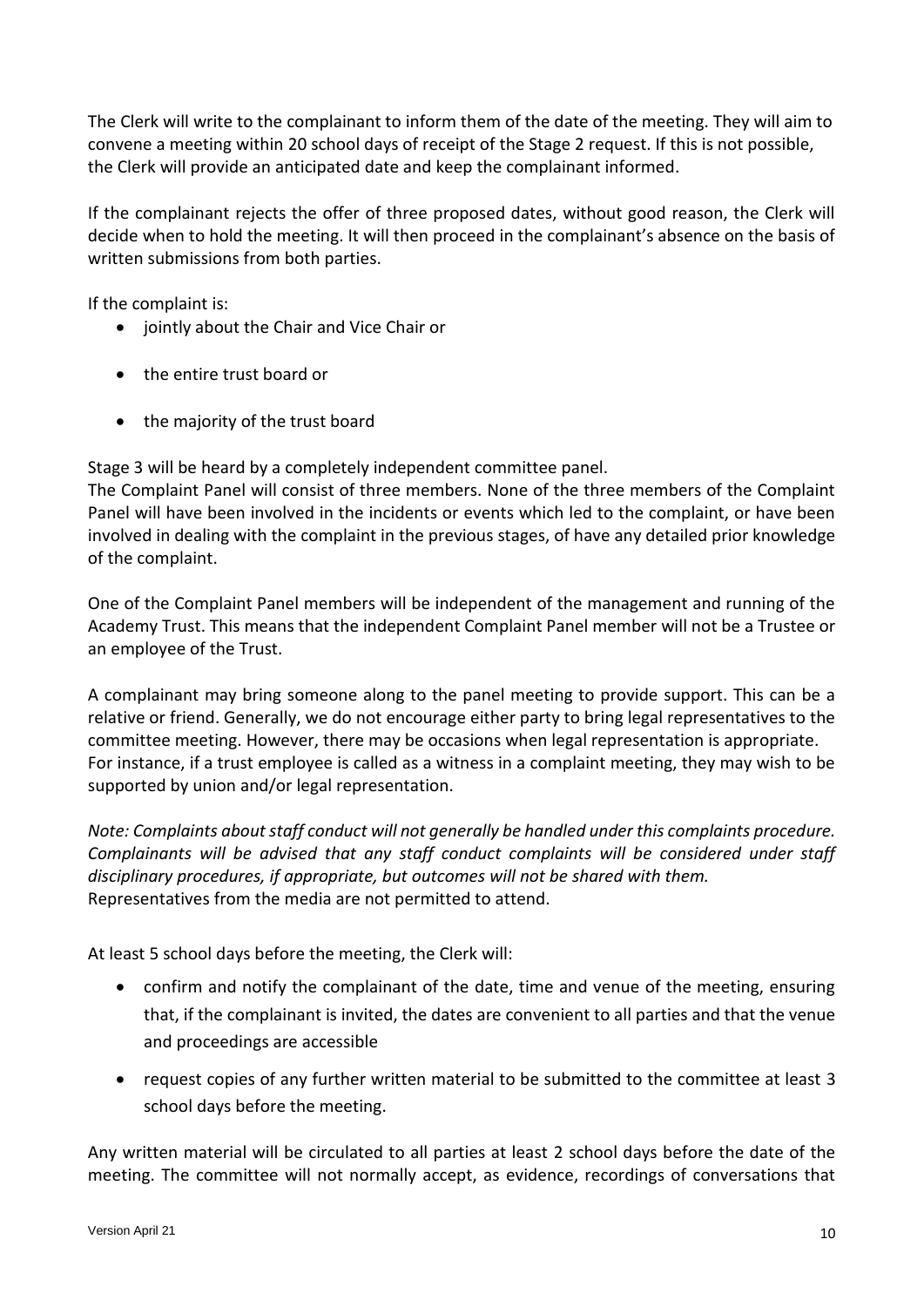The Clerk will write to the complainant to inform them of the date of the meeting. They will aim to convene a meeting within 20 school days of receipt of the Stage 2 request. If this is not possible, the Clerk will provide an anticipated date and keep the complainant informed.

If the complainant rejects the offer of three proposed dates, without good reason, the Clerk will decide when to hold the meeting. It will then proceed in the complainant's absence on the basis of written submissions from both parties.

If the complaint is:

- jointly about the Chair and Vice Chair or
- the entire trust board or
- the majority of the trust board

Stage 3 will be heard by a completely independent committee panel.
The Complaint Panel will consist of three members. None of the three members of the Complaint Panel will have been involved in the incidents or events which led to the complaint, or have been involved in dealing with the complaint in the previous stages, of have any detailed prior knowledge of the complaint.

One of the Complaint Panel members will be independent of the management and running of the Academy Trust. This means that the independent Complaint Panel member will not be a Trustee or an employee of the Trust.

A complainant may bring someone along to the panel meeting to provide support. This can be a relative or friend. Generally, we do not encourage either party to bring legal representatives to the committee meeting. However, there may be occasions when legal representation is appropriate. For instance, if a trust employee is called as a witness in a complaint meeting, they may wish to be supported by union and/or legal representation.

*Note: Complaints about staff conduct will not generally be handled under this complaints procedure. Complainants will be advised that any staff conduct complaints will be considered under staff disciplinary procedures, if appropriate, but outcomes will not be shared with them.*
Representatives from the media are not permitted to attend.

At least 5 school days before the meeting, the Clerk will:

- confirm and notify the complainant of the date, time and venue of the meeting, ensuring that, if the complainant is invited, the dates are convenient to all parties and that the venue and proceedings are accessible
- request copies of any further written material to be submitted to the committee at least 3 school days before the meeting.

Any written material will be circulated to all parties at least 2 school days before the date of the meeting. The committee will not normally accept, as evidence, recordings of conversations that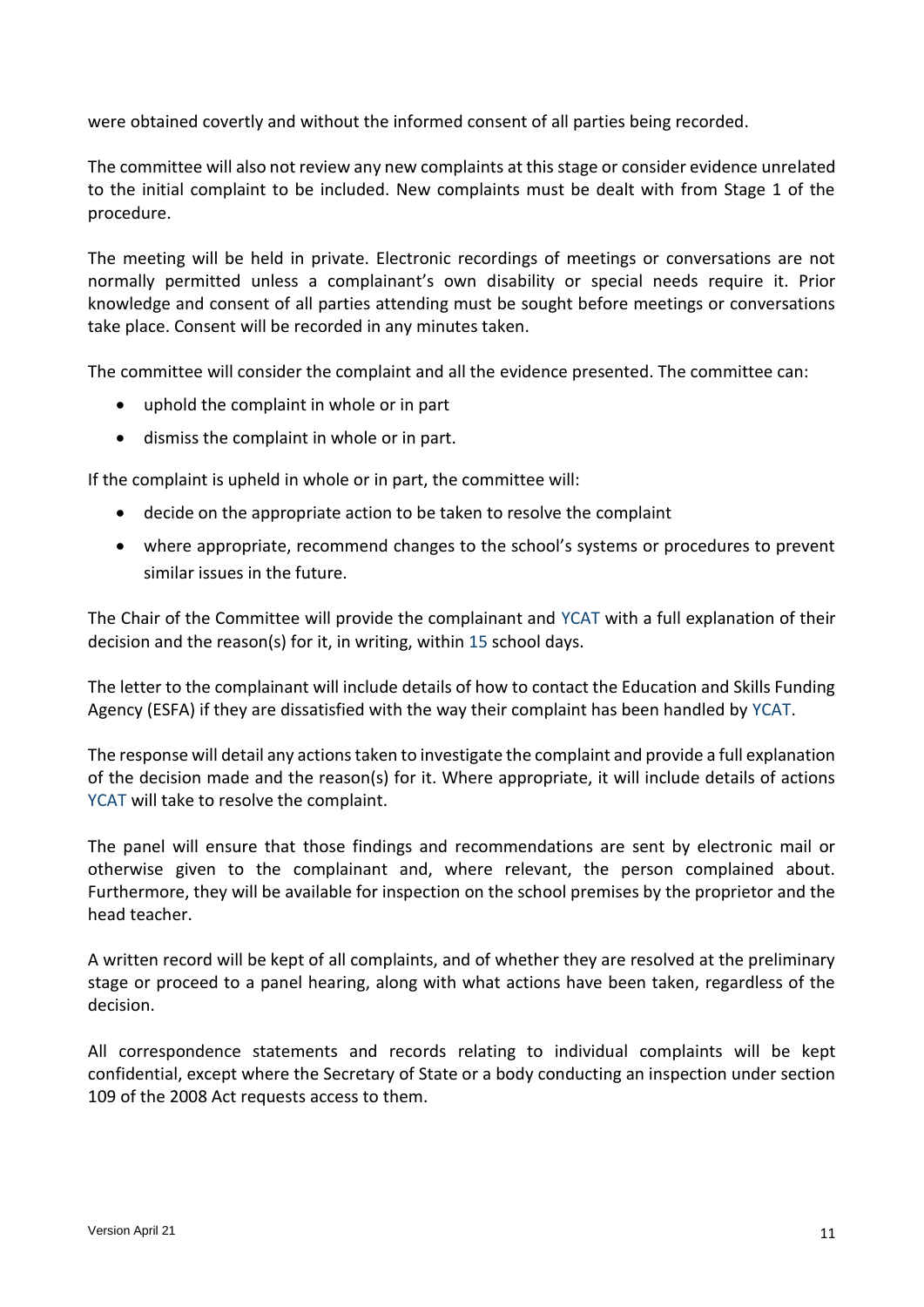were obtained covertly and without the informed consent of all parties being recorded.

The committee will also not review any new complaints at this stage or consider evidence unrelated to the initial complaint to be included. New complaints must be dealt with from Stage 1 of the procedure.

The meeting will be held in private. Electronic recordings of meetings or conversations are not normally permitted unless a complainant's own disability or special needs require it. Prior knowledge and consent of all parties attending must be sought before meetings or conversations take place. Consent will be recorded in any minutes taken.

The committee will consider the complaint and all the evidence presented. The committee can:

- uphold the complaint in whole or in part
- dismiss the complaint in whole or in part.

If the complaint is upheld in whole or in part, the committee will:

- decide on the appropriate action to be taken to resolve the complaint
- where appropriate, recommend changes to the school's systems or procedures to prevent similar issues in the future.

The Chair of the Committee will provide the complainant and YCAT with a full explanation of their decision and the reason(s) for it, in writing, within 15 school days.

The letter to the complainant will include details of how to contact the Education and Skills Funding Agency (ESFA) if they are dissatisfied with the way their complaint has been handled by YCAT.

The response will detail any actions taken to investigate the complaint and provide a full explanation of the decision made and the reason(s) for it. Where appropriate, it will include details of actions YCAT will take to resolve the complaint.

The panel will ensure that those findings and recommendations are sent by electronic mail or otherwise given to the complainant and, where relevant, the person complained about. Furthermore, they will be available for inspection on the school premises by the proprietor and the head teacher.

A written record will be kept of all complaints, and of whether they are resolved at the preliminary stage or proceed to a panel hearing, along with what actions have been taken, regardless of the decision.

All correspondence statements and records relating to individual complaints will be kept confidential, except where the Secretary of State or a body conducting an inspection under section 109 of the 2008 Act requests access to them.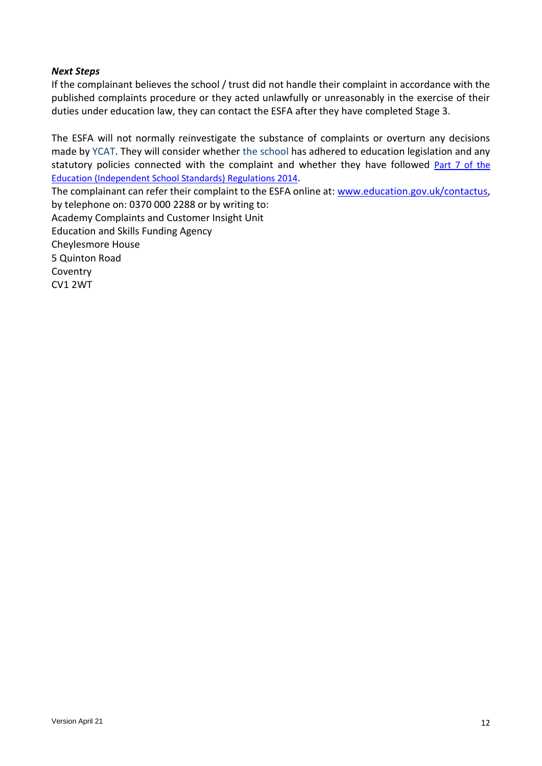***Next Steps***

If the complainant believes the school / trust did not handle their complaint in accordance with the published complaints procedure or they acted unlawfully or unreasonably in the exercise of their duties under education law, they can contact the ESFA after they have completed Stage 3.

The ESFA will not normally reinvestigate the substance of complaints or overturn any decisions made by YCAT. They will consider whether the school has adhered to education legislation and any statutory policies connected with the complaint and whether they have followed [Part 7 of the Education (Independent School Standards) Regulations 2014](#).

The complainant can refer their complaint to the ESFA online at: [www.education.gov.uk/contactus](http://www.education.gov.uk/contactus), by telephone on: 0370 000 2288 or by writing to:

Academy Complaints and Customer Insight Unit
Education and Skills Funding Agency
Cheylesmore House
5 Quinton Road
Coventry
CV1 2WT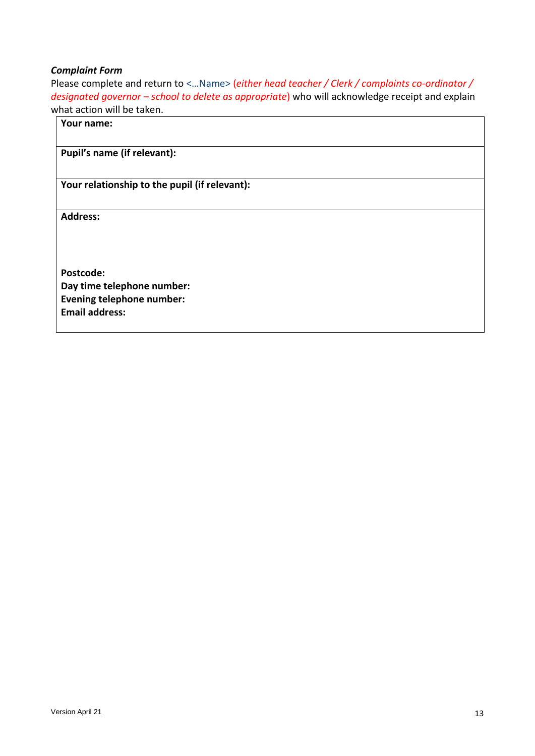***Complaint Form***

Please complete and return to <…Name> (*either head teacher / Clerk / complaints co-ordinator / designated governor – school to delete as appropriate*) who will acknowledge receipt and explain what action will be taken.

| **Your name:** |
|---|
| **Pupil's name (if relevant):** |
| **Your relationship to the pupil (if relevant):** |
| **Address:**<br><br><br><br>**Postcode:**<br>**Day time telephone number:**<br>**Evening telephone number:**<br>**Email address:** |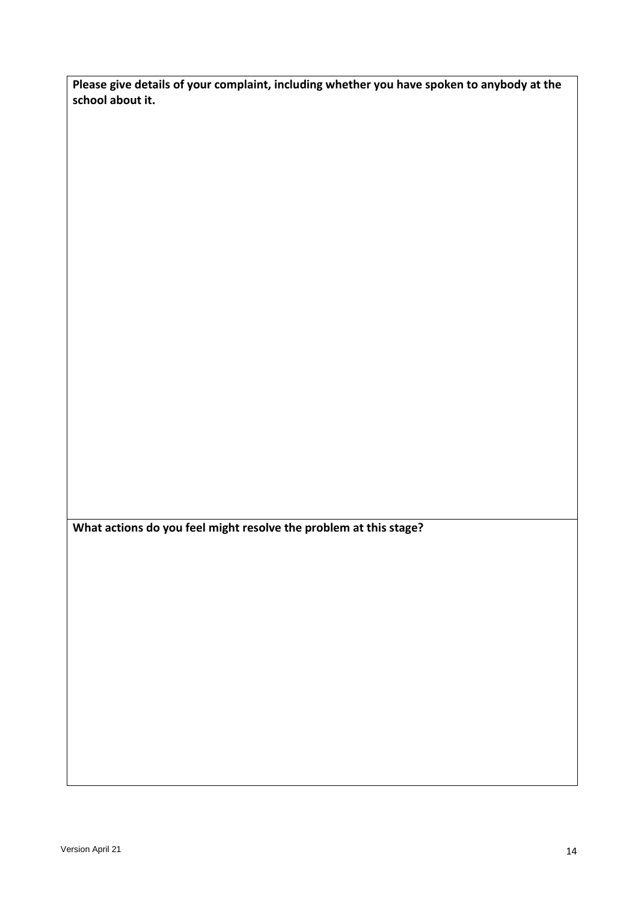| **Please give details of your complaint, including whether you have spoken to anybody at the school about it.** |
| --- |
| |
| **What actions do you feel might resolve the problem at this stage?** |
| |

Version April 21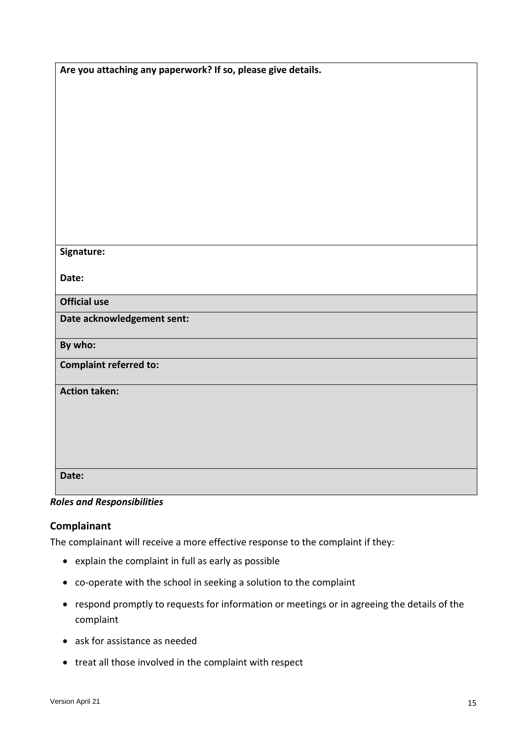| **Are you attaching any paperwork? If so, please give details.** |
|---|
| **Signature:**<br><br>**Date:** |
| **Official use** |
| **Date acknowledgement sent:** |
| **By who:** |
| **Complaint referred to:** |
| **Action taken:** |
| **Date:** |

***Roles and Responsibilities***

## Complainant

The complainant will receive a more effective response to the complaint if they:

- explain the complaint in full as early as possible
- co-operate with the school in seeking a solution to the complaint
- respond promptly to requests for information or meetings or in agreeing the details of the complaint
- ask for assistance as needed
- treat all those involved in the complaint with respect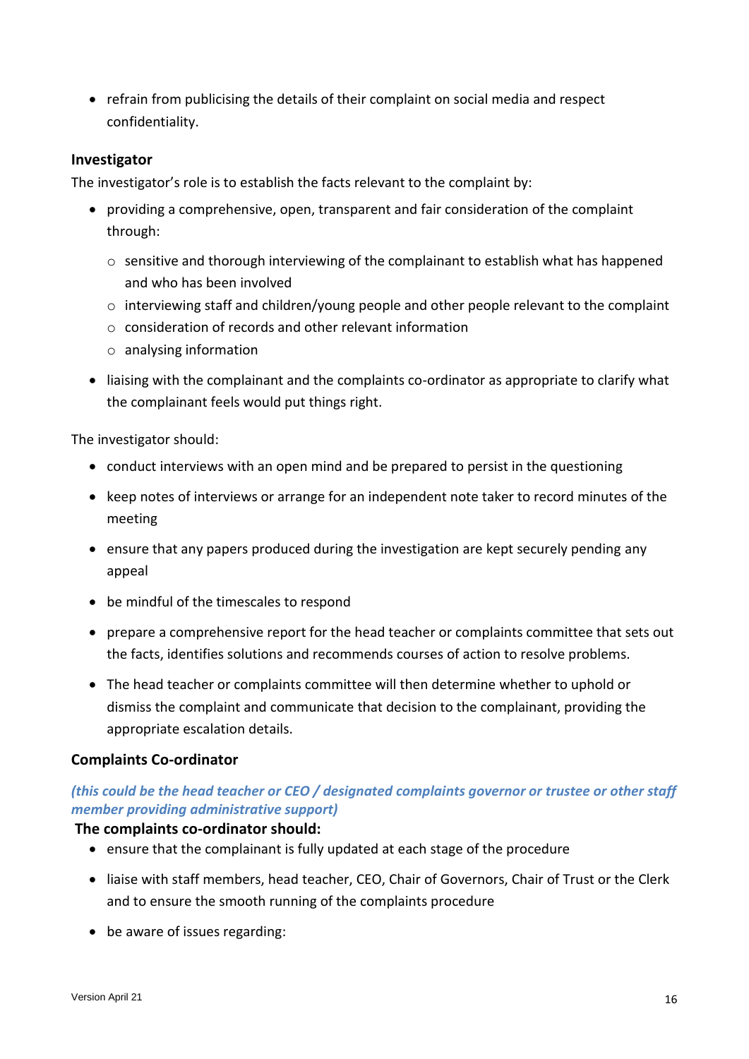- refrain from publicising the details of their complaint on social media and respect confidentiality.

### Investigator

The investigator's role is to establish the facts relevant to the complaint by:

- providing a comprehensive, open, transparent and fair consideration of the complaint through:
    - sensitive and thorough interviewing of the complainant to establish what has happened and who has been involved
    - interviewing staff and children/young people and other people relevant to the complaint
    - consideration of records and other relevant information
    - analysing information
- liaising with the complainant and the complaints co-ordinator as appropriate to clarify what the complainant feels would put things right.

The investigator should:

- conduct interviews with an open mind and be prepared to persist in the questioning
- keep notes of interviews or arrange for an independent note taker to record minutes of the meeting
- ensure that any papers produced during the investigation are kept securely pending any appeal
- be mindful of the timescales to respond
- prepare a comprehensive report for the head teacher or complaints committee that sets out the facts, identifies solutions and recommends courses of action to resolve problems.
- The head teacher or complaints committee will then determine whether to uphold or dismiss the complaint and communicate that decision to the complainant, providing the appropriate escalation details.

### Complaints Co-ordinator

***(this could be the head teacher or CEO / designated complaints governor or trustee or other staff member providing administrative support)***

**The complaints co-ordinator should:**

- ensure that the complainant is fully updated at each stage of the procedure
- liaise with staff members, head teacher, CEO, Chair of Governors, Chair of Trust or the Clerk and to ensure the smooth running of the complaints procedure
- be aware of issues regarding: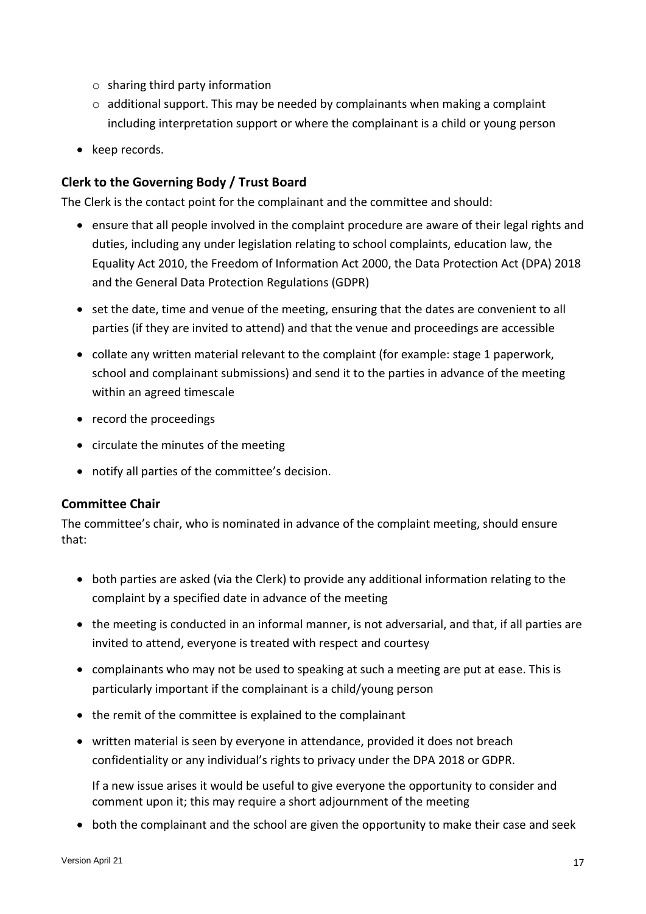- sharing third party information
  - additional support. This may be needed by complainants when making a complaint including interpretation support or where the complainant is a child or young person
- keep records.

### Clerk to the Governing Body / Trust Board

The Clerk is the contact point for the complainant and the committee and should:

- ensure that all people involved in the complaint procedure are aware of their legal rights and duties, including any under legislation relating to school complaints, education law, the Equality Act 2010, the Freedom of Information Act 2000, the Data Protection Act (DPA) 2018 and the General Data Protection Regulations (GDPR)
- set the date, time and venue of the meeting, ensuring that the dates are convenient to all parties (if they are invited to attend) and that the venue and proceedings are accessible
- collate any written material relevant to the complaint (for example: stage 1 paperwork, school and complainant submissions) and send it to the parties in advance of the meeting within an agreed timescale
- record the proceedings
- circulate the minutes of the meeting
- notify all parties of the committee's decision.

### Committee Chair

The committee's chair, who is nominated in advance of the complaint meeting, should ensure that:

- both parties are asked (via the Clerk) to provide any additional information relating to the complaint by a specified date in advance of the meeting
- the meeting is conducted in an informal manner, is not adversarial, and that, if all parties are invited to attend, everyone is treated with respect and courtesy
- complainants who may not be used to speaking at such a meeting are put at ease. This is particularly important if the complainant is a child/young person
- the remit of the committee is explained to the complainant
- written material is seen by everyone in attendance, provided it does not breach confidentiality or any individual's rights to privacy under the DPA 2018 or GDPR.

  If a new issue arises it would be useful to give everyone the opportunity to consider and comment upon it; this may require a short adjournment of the meeting
- both the complainant and the school are given the opportunity to make their case and seek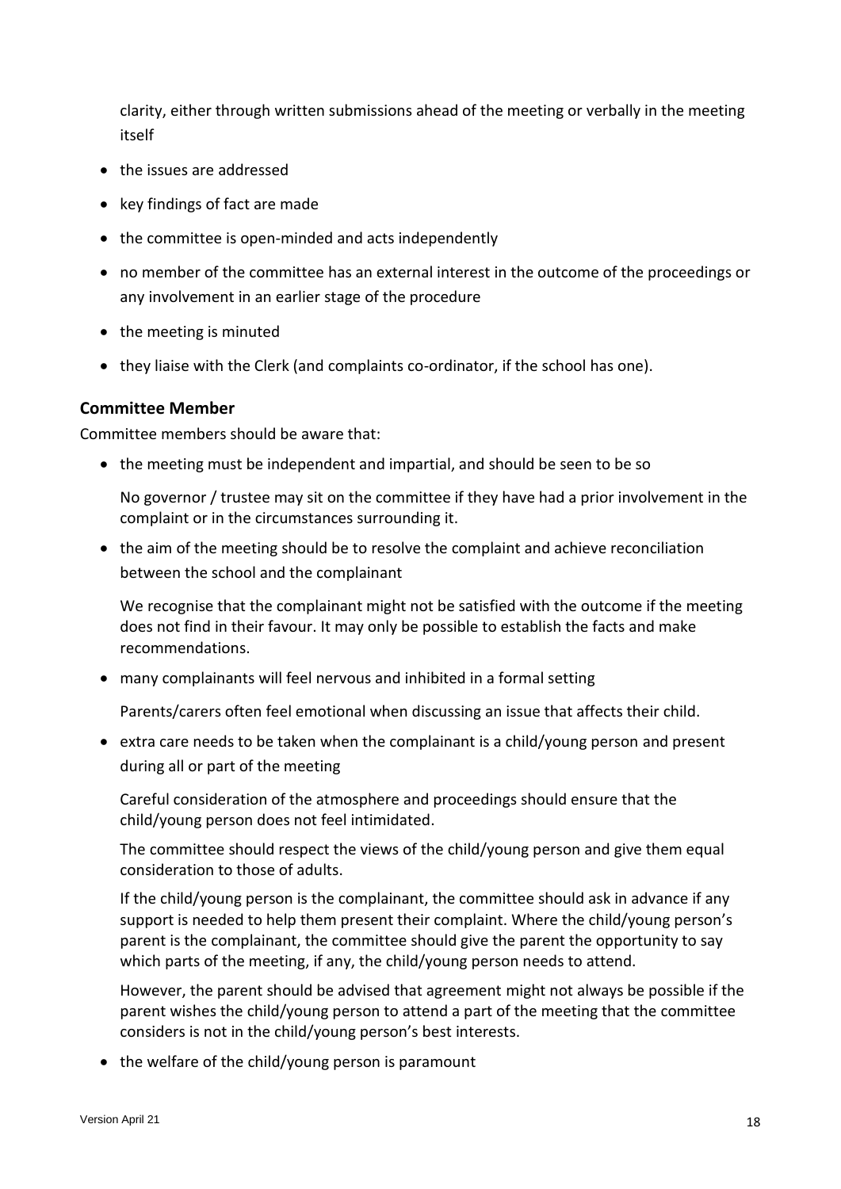clarity, either through written submissions ahead of the meeting or verbally in the meeting itself

- the issues are addressed
- key findings of fact are made
- the committee is open-minded and acts independently
- no member of the committee has an external interest in the outcome of the proceedings or any involvement in an earlier stage of the procedure
- the meeting is minuted
- they liaise with the Clerk (and complaints co-ordinator, if the school has one).

### Committee Member

Committee members should be aware that:

- the meeting must be independent and impartial, and should be seen to be so

  No governor / trustee may sit on the committee if they have had a prior involvement in the complaint or in the circumstances surrounding it.

- the aim of the meeting should be to resolve the complaint and achieve reconciliation between the school and the complainant

  We recognise that the complainant might not be satisfied with the outcome if the meeting does not find in their favour. It may only be possible to establish the facts and make recommendations.

- many complainants will feel nervous and inhibited in a formal setting

  Parents/carers often feel emotional when discussing an issue that affects their child.

- extra care needs to be taken when the complainant is a child/young person and present during all or part of the meeting

  Careful consideration of the atmosphere and proceedings should ensure that the child/young person does not feel intimidated.

  The committee should respect the views of the child/young person and give them equal consideration to those of adults.

  If the child/young person is the complainant, the committee should ask in advance if any support is needed to help them present their complaint. Where the child/young person's parent is the complainant, the committee should give the parent the opportunity to say which parts of the meeting, if any, the child/young person needs to attend.

  However, the parent should be advised that agreement might not always be possible if the parent wishes the child/young person to attend a part of the meeting that the committee considers is not in the child/young person's best interests.

- the welfare of the child/young person is paramount